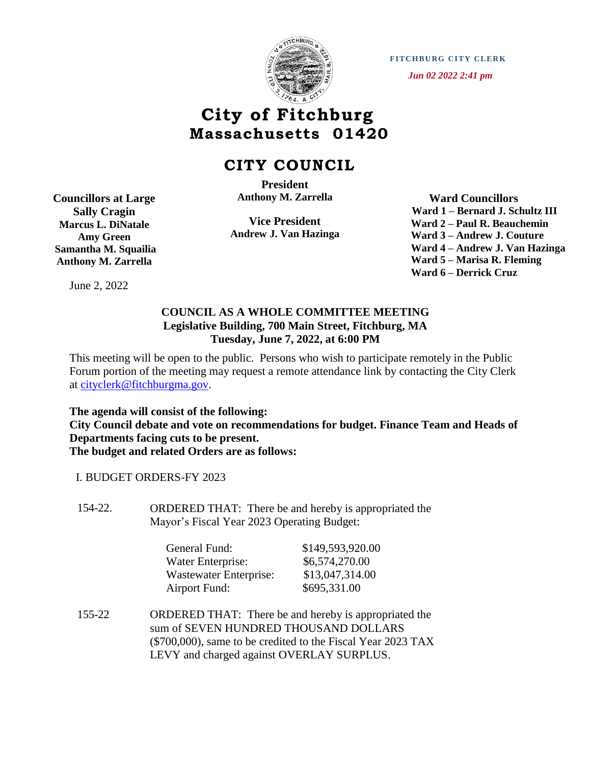FITCHBURG CITY CLERK

*Jun 02 2022 2:41 pm*

# City of Fitchburg
## Massachusetts 01420

## CITY COUNCIL

**Councillors at Large**
**Sally Cragin**
**Marcus L. DiNatale**
**Amy Green**
**Samantha M. Squailia**
**Anthony M. Zarrella**

**President**
**Anthony M. Zarrella**

**Vice President**
**Andrew J. Van Hazinga**

**Ward Councillors**
**Ward 1 – Bernard J. Schultz III**
**Ward 2 – Paul R. Beauchemin**
**Ward 3 – Andrew J. Couture**
**Ward 4 – Andrew J. Van Hazinga**
**Ward 5 – Marisa R. Fleming**
**Ward 6 – Derrick Cruz**

June 2, 2022

**COUNCIL AS A WHOLE COMMITTEE MEETING**
**Legislative Building, 700 Main Street, Fitchburg, MA**
**Tuesday, June 7, 2022, at 6:00 PM**

This meeting will be open to the public. Persons who wish to participate remotely in the Public Forum portion of the meeting may request a remote attendance link by contacting the City Clerk at cityclerk@fitchburgma.gov.

**The agenda will consist of the following:**
**City Council debate and vote on recommendations for budget. Finance Team and Heads of Departments facing cuts to be present.**
**The budget and related Orders are as follows:**

I. BUDGET ORDERS-FY 2023

154-22. ORDERED THAT: There be and hereby is appropriated the Mayor's Fiscal Year 2023 Operating Budget:

| | |
|---|---|
| General Fund: | $149,593,920.00 |
| Water Enterprise: | $6,574,270.00 |
| Wastewater Enterprise: | $13,047,314.00 |
| Airport Fund: | $695,331.00 |

155-22 ORDERED THAT: There be and hereby is appropriated the sum of SEVEN HUNDRED THOUSAND DOLLARS ($700,000), same to be credited to the Fiscal Year 2023 TAX LEVY and charged against OVERLAY SURPLUS.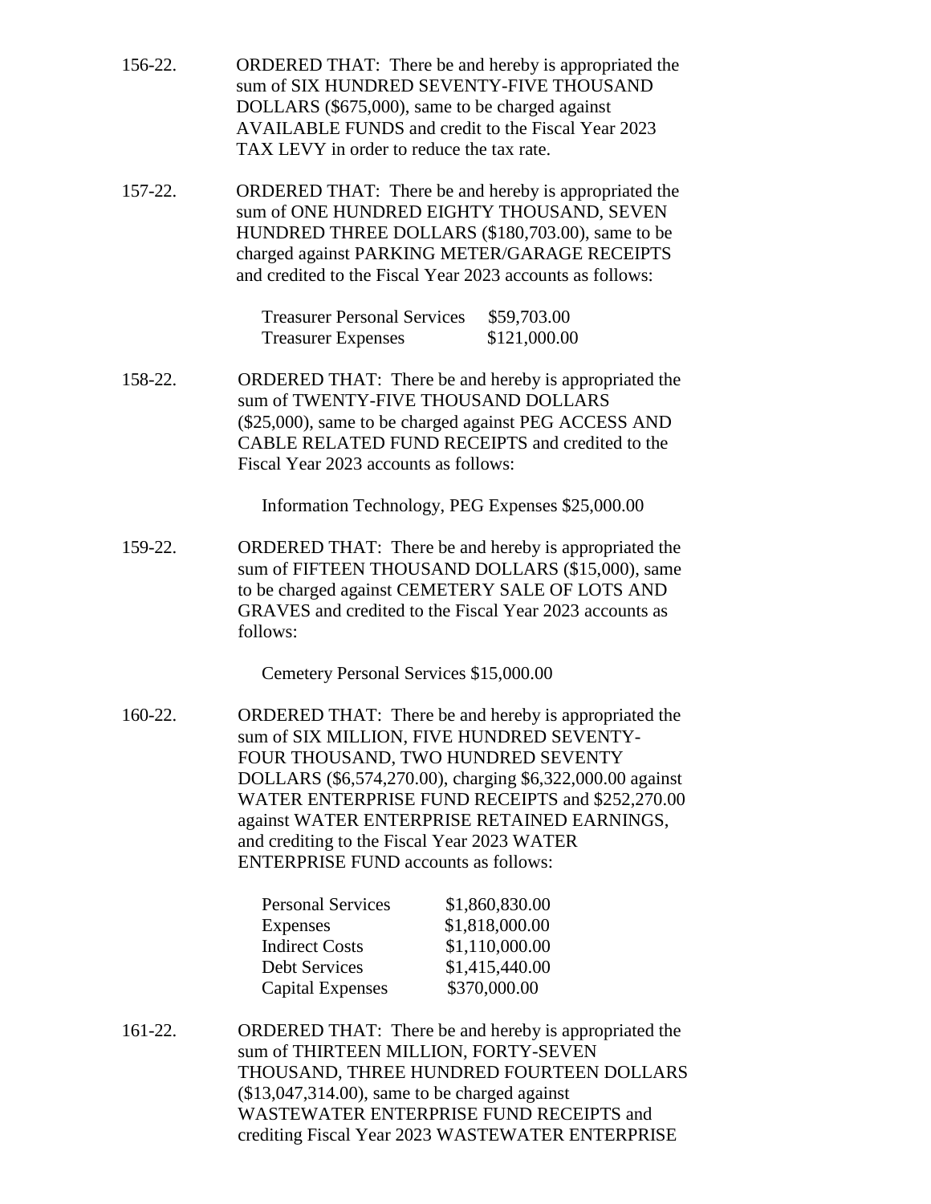156-22. ORDERED THAT: There be and hereby is appropriated the sum of SIX HUNDRED SEVENTY-FIVE THOUSAND DOLLARS ($675,000), same to be charged against AVAILABLE FUNDS and credit to the Fiscal Year 2023 TAX LEVY in order to reduce the tax rate.

157-22. ORDERED THAT: There be and hereby is appropriated the sum of ONE HUNDRED EIGHTY THOUSAND, SEVEN HUNDRED THREE DOLLARS ($180,703.00), same to be charged against PARKING METER/GARAGE RECEIPTS and credited to the Fiscal Year 2023 accounts as follows:

| | |
|---|---|
| Treasurer Personal Services | $59,703.00 |
| Treasurer Expenses | $121,000.00 |

158-22. ORDERED THAT: There be and hereby is appropriated the sum of TWENTY-FIVE THOUSAND DOLLARS ($25,000), same to be charged against PEG ACCESS AND CABLE RELATED FUND RECEIPTS and credited to the Fiscal Year 2023 accounts as follows:

Information Technology, PEG Expenses $25,000.00

159-22. ORDERED THAT: There be and hereby is appropriated the sum of FIFTEEN THOUSAND DOLLARS ($15,000), same to be charged against CEMETERY SALE OF LOTS AND GRAVES and credited to the Fiscal Year 2023 accounts as follows:

Cemetery Personal Services $15,000.00

160-22. ORDERED THAT: There be and hereby is appropriated the sum of SIX MILLION, FIVE HUNDRED SEVENTY-FOUR THOUSAND, TWO HUNDRED SEVENTY DOLLARS ($6,574,270.00), charging $6,322,000.00 against WATER ENTERPRISE FUND RECEIPTS and $252,270.00 against WATER ENTERPRISE RETAINED EARNINGS, and crediting to the Fiscal Year 2023 WATER ENTERPRISE FUND accounts as follows:

| | |
|---|---|
| Personal Services | $1,860,830.00 |
| Expenses | $1,818,000.00 |
| Indirect Costs | $1,110,000.00 |
| Debt Services | $1,415,440.00 |
| Capital Expenses | $370,000.00 |

161-22. ORDERED THAT: There be and hereby is appropriated the sum of THIRTEEN MILLION, FORTY-SEVEN THOUSAND, THREE HUNDRED FOURTEEN DOLLARS ($13,047,314.00), same to be charged against WASTEWATER ENTERPRISE FUND RECEIPTS and crediting Fiscal Year 2023 WASTEWATER ENTERPRISE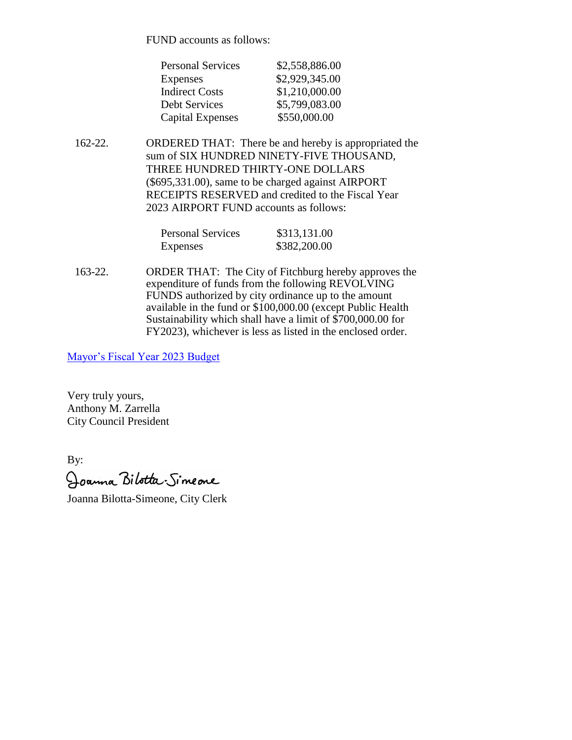FUND accounts as follows:

| | |
|---|---|
| Personal Services | $2,558,886.00 |
| Expenses | $2,929,345.00 |
| Indirect Costs | $1,210,000.00 |
| Debt Services | $5,799,083.00 |
| Capital Expenses | $550,000.00 |

162-22. ORDERED THAT: There be and hereby is appropriated the sum of SIX HUNDRED NINETY-FIVE THOUSAND, THREE HUNDRED THIRTY-ONE DOLLARS ($695,331.00), same to be charged against AIRPORT RECEIPTS RESERVED and credited to the Fiscal Year 2023 AIRPORT FUND accounts as follows:

| | |
|---|---|
| Personal Services | $313,131.00 |
| Expenses | $382,200.00 |

163-22. ORDER THAT: The City of Fitchburg hereby approves the expenditure of funds from the following REVOLVING FUNDS authorized by city ordinance up to the amount available in the fund or $100,000.00 (except Public Health Sustainability which shall have a limit of $700,000.00 for FY2023), whichever is less as listed in the enclosed order.

Mayor's Fiscal Year 2023 Budget

Very truly yours,
Anthony M. Zarrella
City Council President

By:
Joanna Bilotta-Simeone

Joanna Bilotta-Simeone, City Clerk